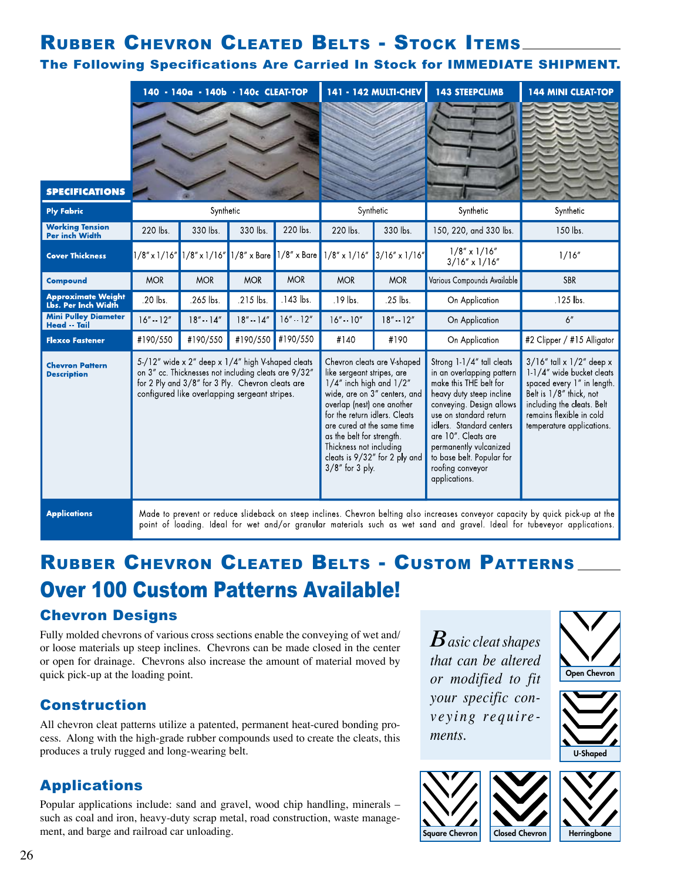# Rubber Chevron Cleated Belts - Stock Items

### The Following Specifications Are Carried In Stock for IMMEDIATE SHIPMENT.

| SPECIFICATIONS | 140 · 140a · 140b · 140c CLEAT-TOP | | | | 141 · 142 MULTI-CHEV | | 143 STEEPCLIMB | 144 MINI CLEAT-TOP |
|---|---|---|---|---|---|---|---|---|
| Ply Fabric | Synthetic | | | | Synthetic | | Synthetic | Synthetic |
| Working Tension Per inch Width | 220 lbs. | 330 lbs. | 330 lbs. | 220 lbs. | 220 lbs. | 330 lbs. | 150, 220, and 330 lbs. | 150 lbs. |
| Cover Thickness | 1/8" x 1/16" | 1/8" x 1/16" | 1/8" x Bare | 1/8" x Bare | 1/8" x 1/16" | 3/16" x 1/16" | 1/8" x 1/16" 3/16" x 1/16" | 1/16" |
| Compound | MOR | MOR | MOR | MOR | MOR | MOR | Various Compounds Available | SBR |
| Approximate Weight Lbs. Per Inch Width | .20 lbs. | .265 lbs. | .215 lbs. | .143 lbs. | .19 lbs. | .25 lbs. | On Application | .125 lbs. |
| Mini Pulley Diameter Head -- Tail | 16" -- 12" | 18" -- 14" | 18" -- 14" | 16" -- 12" | 16" -- 10" | 18" -- 12" | On Application | 6" |
| Flexco Fastener | #190/550 | #190/550 | #190/550 | #190/550 | #140 | #190 | On Application | #2 Clipper / #15 Alligator |
| Chevron Pattern Description | 5-/12" wide x 2" deep x 1/4" high V-shaped cleats on 3" cc. Thicknesses not including cleats are 9/32" for 2 Ply and 3/8" for 3 Ply. Chevron cleats are configured like overlapping sergeant stripes. | | | | Chevron cleats are V-shaped like sergeant stripes, are 1/4" inch high and 1/2" wide, are on 3" centers, and overlap (nest) one another for the return idlers. Cleats are cured at the same time as the belt for strength. Thickness not including cleats is 9/32" for 2 ply and 3/8" for 3 ply. | | Strong 1-1/4" tall cleats in an overlapping pattern make this THE belt for heavy duty steep incline conveying. Design allows use on standard return idlers. Standard centers are 10". Cleats are permanently vulcanized to base belt. Popular for roofing conveyor applications. | 3/16" tall x 1/2" deep x 1-1/4" wide bucket cleats spaced every 1" in length. Belt is 1/8" thick, not including the cleats. Belt remains flexible in cold temperature applications. |
| Applications | Made to prevent or reduce slideback on steep inclines. Chevron belting also increases conveyor capacity by quick pick-up at the point of loading. Ideal for wet and/or granular materials such as wet sand and gravel. Ideal for tubeveyor applications. | | | | | | | |

# Rubber Chevron Cleated Belts - Custom Patterns

## Over 100 Custom Patterns Available!

### Chevron Designs

Fully molded chevrons of various cross sections enable the conveying of wet and/or loose materials up steep inclines. Chevrons can be made closed in the center or open for drainage. Chevrons also increase the amount of material moved by quick pick-up at the loading point.

### Construction

All chevron cleat patterns utilize a patented, permanent heat-cured bonding process. Along with the high-grade rubber compounds used to create the cleats, this produces a truly rugged and long-wearing belt.

### Applications

Popular applications include: sand and gravel, wood chip handling, minerals – such as coal and iron, heavy-duty scrap metal, road construction, waste management, and barge and railroad car unloading.

*Basic cleat shapes that can be altered or modified to fit your specific conveying requirements.*

Open Chevron

U-Shaped

Square Chevron

Closed Chevron

Herringbone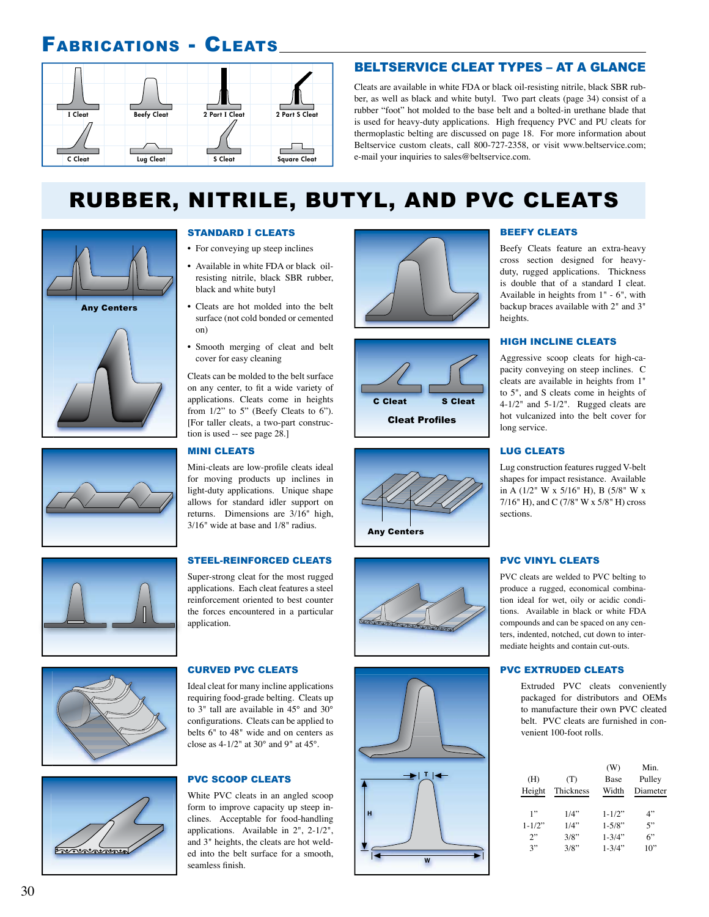# Fabrications - Cleats

I Cleat

Beefy Cleat

2 Part I Cleat

2 Part S Cleat

C Cleat

Lug Cleat

S Cleat

Square Cleat

## BELTSERVICE CLEAT TYPES – AT A GLANCE

Cleats are available in white FDA or black oil-resisting nitrile, black SBR rubber, as well as black and white butyl. Two part cleats (page 34) consist of a rubber "foot" hot molded to the base belt and a bolted-in urethane blade that is used for heavy-duty applications. High frequency PVC and PU cleats for thermoplastic belting are discussed on page 18. For more information about Beltservice custom cleats, call 800-727-2358, or visit www.beltservice.com; e-mail your inquiries to sales@beltservice.com.

# RUBBER, NITRILE, BUTYL, AND PVC CLEATS

Any Centers

### STANDARD I CLEATS

- For conveying up steep inclines
- Available in white FDA or black oil-resisting nitrile, black SBR rubber, black and white butyl
- Cleats are hot molded into the belt surface (not cold bonded or cemented on)
- Smooth merging of cleat and belt cover for easy cleaning

Cleats can be molded to the belt surface on any center, to fit a wide variety of applications. Cleats come in heights from 1/2" to 5" (Beefy Cleats to 6"). [For taller cleats, a two-part construction is used -- see page 28.]

### BEEFY CLEATS

Beefy Cleats feature an extra-heavy cross section designed for heavy-duty, rugged applications. Thickness is double that of a standard I cleat. Available in heights from 1" - 6", with backup braces available with 2" and 3" heights.

C Cleat

S Cleat

Cleat Profiles

### HIGH INCLINE CLEATS

Aggressive scoop cleats for high-capacity conveying on steep inclines. C cleats are available in heights from 1" to 5", and S cleats come in heights of 4-1/2" and 5-1/2". Rugged cleats are hot vulcanized into the belt cover for long service.

### MINI CLEATS

Mini-cleats are low-profile cleats ideal for moving products up inclines in light-duty applications. Unique shape allows for standard idler support on returns. Dimensions are 3/16" high, 3/16" wide at base and 1/8" radius.

Any Centers

### LUG CLEATS

Lug construction features rugged V-belt shapes for impact resistance. Available in A (1/2" W x 5/16" H), B (5/8" W x 7/16" H), and C (7/8" W x 5/8" H) cross sections.

### STEEL-REINFORCED CLEATS

Super-strong cleat for the most rugged applications. Each cleat features a steel reinforcement oriented to best counter the forces encountered in a particular application.

### PVC VINYL CLEATS

PVC cleats are welded to PVC belting to produce a rugged, economical combination ideal for wet, oily or acidic conditions. Available in black or white FDA compounds and can be spaced on any centers, indented, notched, cut down to intermediate heights and contain cut-outs.

### CURVED PVC CLEATS

Ideal cleat for many incline applications requiring food-grade belting. Cleats up to 3" tall are available in 45° and 30° configurations. Cleats can be applied to belts 6" to 48" wide and on centers as close as 4-1/2" at 30° and 9" at 45°.

### PVC SCOOP CLEATS

White PVC cleats in an angled scoop form to increase capacity up steep inclines. Acceptable for food-handling applications. Available in 2", 2-1/2", and 3" heights, the cleats are hot welded into the belt surface for a smooth, seamless finish.

T

H

W

### PVC EXTRUDED CLEATS

Extruded PVC cleats conveniently packaged for distributors and OEMs to manufacture their own PVC cleated belt. PVC cleats are furnished in convenient 100-foot rolls.

| (H) Height | (T) Thickness | (W) Base Width | Min. Pulley Diameter |
|---|---|---|---|
| 1" | 1/4" | 1-1/2" | 4" |
| 1-1/2" | 1/4" | 1-5/8" | 5" |
| 2" | 3/8" | 1-3/4" | 6" |
| 3" | 3/8" | 1-3/4" | 10" |